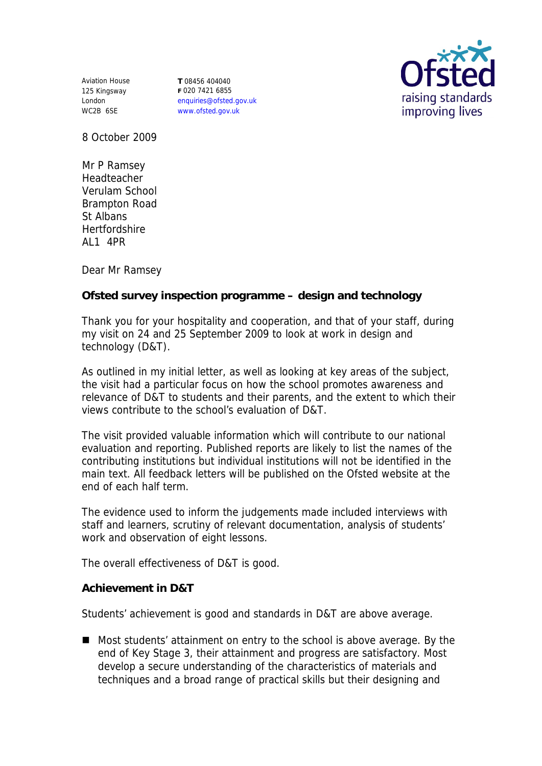Aviation House
125 Kingsway
London
WC2B 6SE

**T** 08456 404040
**F** 020 7421 6855
enquiries@ofsted.gov.uk
www.ofsted.gov.uk

8 October 2009

Mr P Ramsey
Headteacher
Verulam School
Brampton Road
St Albans
Hertfordshire
AL1 4PR

Dear Mr Ramsey

**Ofsted survey inspection programme – design and technology**

Thank you for your hospitality and cooperation, and that of your staff, during my visit on 24 and 25 September 2009 to look at work in design and technology (D&T).

As outlined in my initial letter, as well as looking at key areas of the subject, the visit had a particular focus on how the school promotes awareness and relevance of D&T to students and their parents, and the extent to which their views contribute to the school's evaluation of D&T.

The visit provided valuable information which will contribute to our national evaluation and reporting. Published reports are likely to list the names of the contributing institutions but individual institutions will not be identified in the main text. All feedback letters will be published on the Ofsted website at the end of each half term.

The evidence used to inform the judgements made included interviews with staff and learners, scrutiny of relevant documentation, analysis of students' work and observation of eight lessons.

The overall effectiveness of D&T is good.

**Achievement in D&T**

Students' achievement is good and standards in D&T are above average.

- Most students' attainment on entry to the school is above average. By the end of Key Stage 3, their attainment and progress are satisfactory. Most develop a secure understanding of the characteristics of materials and techniques and a broad range of practical skills but their designing and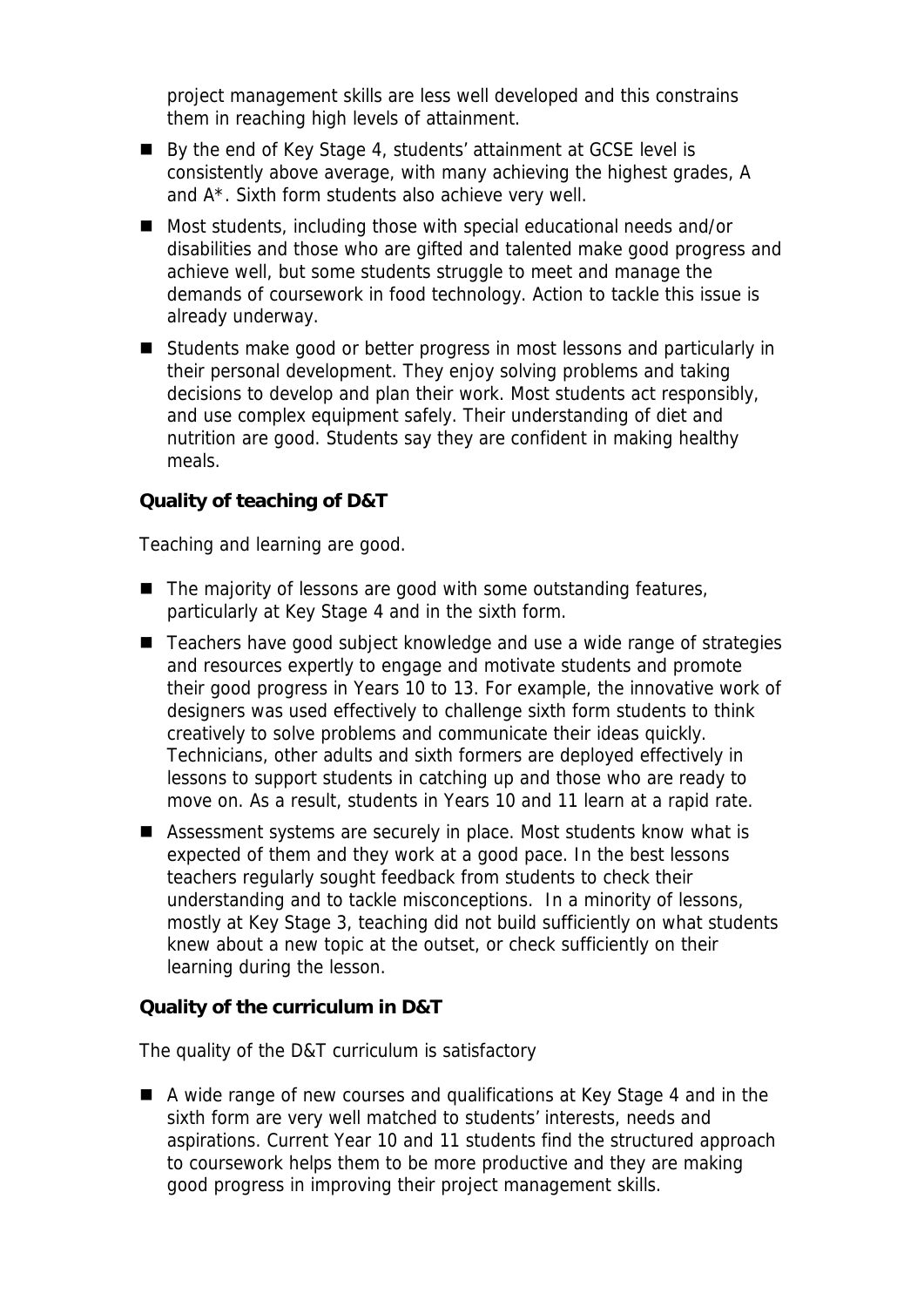project management skills are less well developed and this constrains them in reaching high levels of attainment.

- By the end of Key Stage 4, students' attainment at GCSE level is consistently above average, with many achieving the highest grades, A and A*. Sixth form students also achieve very well.
- Most students, including those with special educational needs and/or disabilities and those who are gifted and talented make good progress and achieve well, but some students struggle to meet and manage the demands of coursework in food technology. Action to tackle this issue is already underway.
- Students make good or better progress in most lessons and particularly in their personal development. They enjoy solving problems and taking decisions to develop and plan their work. Most students act responsibly, and use complex equipment safely. Their understanding of diet and nutrition are good. Students say they are confident in making healthy meals.

**Quality of teaching of D&T**

Teaching and learning are good.

- The majority of lessons are good with some outstanding features, particularly at Key Stage 4 and in the sixth form.
- Teachers have good subject knowledge and use a wide range of strategies and resources expertly to engage and motivate students and promote their good progress in Years 10 to 13. For example, the innovative work of designers was used effectively to challenge sixth form students to think creatively to solve problems and communicate their ideas quickly. Technicians, other adults and sixth formers are deployed effectively in lessons to support students in catching up and those who are ready to move on. As a result, students in Years 10 and 11 learn at a rapid rate.
- Assessment systems are securely in place. Most students know what is expected of them and they work at a good pace. In the best lessons teachers regularly sought feedback from students to check their understanding and to tackle misconceptions. In a minority of lessons, mostly at Key Stage 3, teaching did not build sufficiently on what students knew about a new topic at the outset, or check sufficiently on their learning during the lesson.

**Quality of the curriculum in D&T**

The quality of the D&T curriculum is satisfactory

- A wide range of new courses and qualifications at Key Stage 4 and in the sixth form are very well matched to students' interests, needs and aspirations. Current Year 10 and 11 students find the structured approach to coursework helps them to be more productive and they are making good progress in improving their project management skills.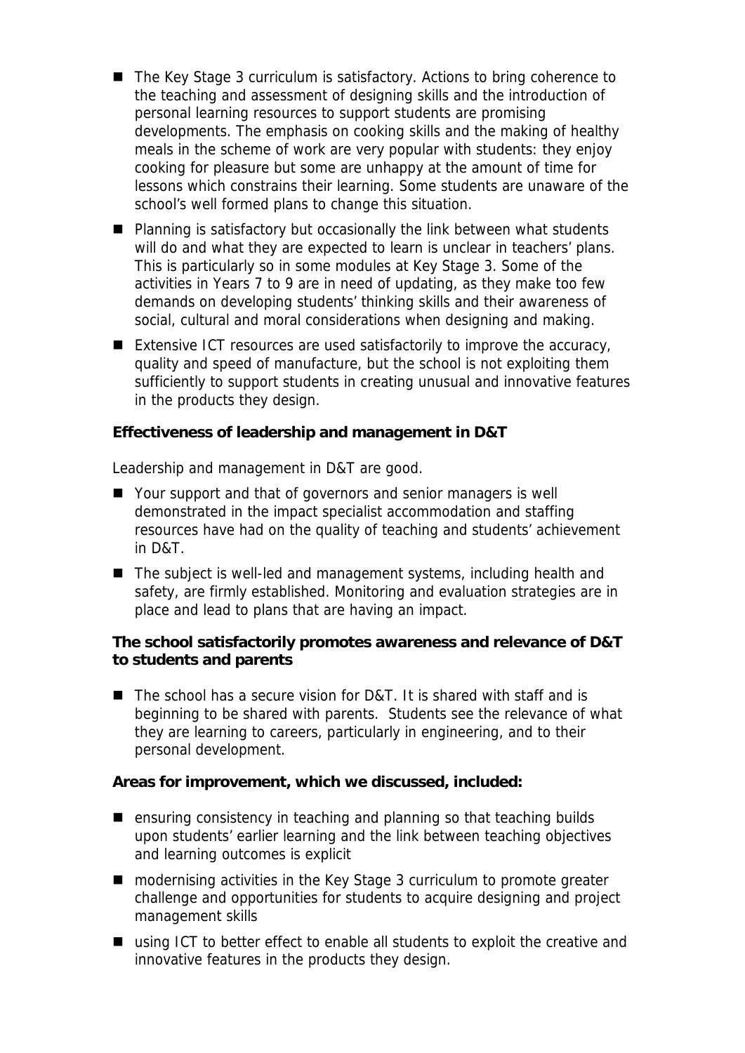- The Key Stage 3 curriculum is satisfactory. Actions to bring coherence to the teaching and assessment of designing skills and the introduction of personal learning resources to support students are promising developments. The emphasis on cooking skills and the making of healthy meals in the scheme of work are very popular with students: they enjoy cooking for pleasure but some are unhappy at the amount of time for lessons which constrains their learning. Some students are unaware of the school's well formed plans to change this situation.
- Planning is satisfactory but occasionally the link between what students will do and what they are expected to learn is unclear in teachers' plans. This is particularly so in some modules at Key Stage 3. Some of the activities in Years 7 to 9 are in need of updating, as they make too few demands on developing students' thinking skills and their awareness of social, cultural and moral considerations when designing and making.
- Extensive ICT resources are used satisfactorily to improve the accuracy, quality and speed of manufacture, but the school is not exploiting them sufficiently to support students in creating unusual and innovative features in the products they design.

**Effectiveness of leadership and management in D&T**

Leadership and management in D&T are good.

- Your support and that of governors and senior managers is well demonstrated in the impact specialist accommodation and staffing resources have had on the quality of teaching and students' achievement in D&T.
- The subject is well-led and management systems, including health and safety, are firmly established. Monitoring and evaluation strategies are in place and lead to plans that are having an impact.

**The school satisfactorily promotes awareness and relevance of D&T to students and parents**

- The school has a secure vision for D&T. It is shared with staff and is beginning to be shared with parents. Students see the relevance of what they are learning to careers, particularly in engineering, and to their personal development.

**Areas for improvement, which we discussed, included:**

- ensuring consistency in teaching and planning so that teaching builds upon students' earlier learning and the link between teaching objectives and learning outcomes is explicit
- modernising activities in the Key Stage 3 curriculum to promote greater challenge and opportunities for students to acquire designing and project management skills
- using ICT to better effect to enable all students to exploit the creative and innovative features in the products they design.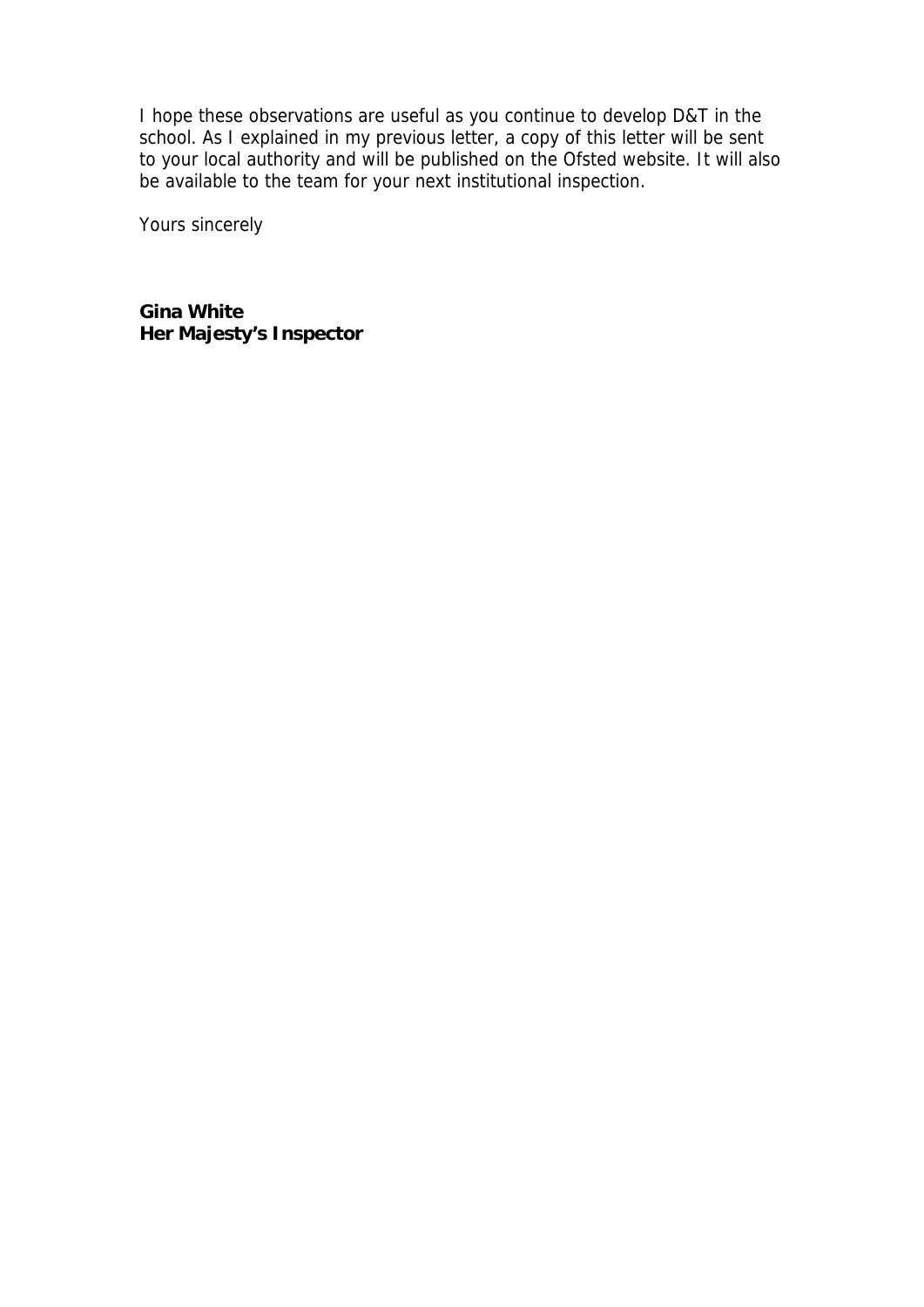I hope these observations are useful as you continue to develop D&T in the school. As I explained in my previous letter, a copy of this letter will be sent to your local authority and will be published on the Ofsted website. It will also be available to the team for your next institutional inspection.

Yours sincerely

**Gina White**
**Her Majesty's Inspector**